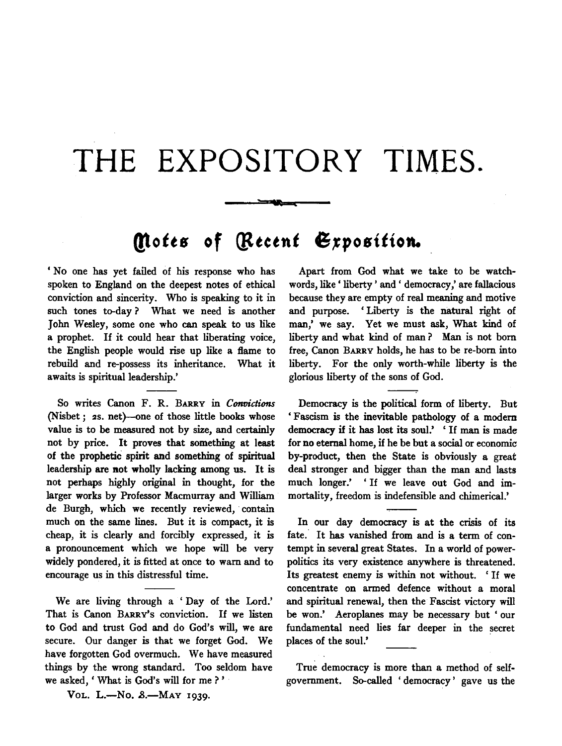# THE EXPOSITORY TIMES.

## Notes of Recent Exposition.

'No one has yet failed of his response who has spoken to England on the deepest notes of ethical conviction and sincerity. Who is speaking to it in such tones to-day? What we need is another John Wesley, some one who can speak to us like a prophet. If it could hear that liberating voice, the English people would rise up like a flame to rebuild and re-possess its inheritance. What it awaits is spiritual leadership.'

So writes Canon F. R. BARRY in *Convictions* (Nisbet; 2s. net)—one of those little books whose value is to be measured not by size, and certainly not by price. It proves that something at least of the prophetic spirit and something of spiritual leadership are not wholly lacking among us. It is not perhaps highly original in thought, for the larger works by Professor Macmurray and William de Burgh, which we recently reviewed, contain much on the same lines. But it is compact, it is cheap, it is clearly and forcibly expressed, it is a pronouncement which we hope will be very widely pondered, it is fitted at once to warn and to encourage us in this distressful time.

We are living through a 'Day of the Lord.' That is Canon BARRY's conviction. If we listen to God and trust God and do God's will, we are secure. Our danger is that we forget God. We have forgotten God overmuch. We have measured things by the wrong standard. Too seldom have we asked, 'What is God's will for me?'

VOL. L.—No. 8.—MAY 1939.

Apart from God what we take to be watchwords, like 'liberty' and 'democracy,' are fallacious because they are empty of real meaning and motive and purpose. 'Liberty is the natural right of man,' we say. Yet we must ask, What kind of liberty and what kind of man? Man is not born free, Canon BARRY holds, he has to be re-born into liberty. For the only worth-while liberty is the glorious liberty of the sons of God.

Democracy is the political form of liberty. But 'Fascism is the inevitable pathology of a modern democracy if it has lost its soul.' 'If man is made for no eternal home, if he be but a social or economic by-product, then the State is obviously a great deal stronger and bigger than the man and lasts much longer.' 'If we leave out God and immortality, freedom is indefensible and chimerical.'

In our day democracy is at the crisis of its fate. It has vanished from and is a term of contempt in several great States. In a world of power-politics its very existence anywhere is threatened. Its greatest enemy is within not without. 'If we concentrate on armed defence without a moral and spiritual renewal, then the Fascist victory will be won.' Aeroplanes may be necessary but 'our fundamental need lies far deeper in the secret places of the soul.'

True democracy is more than a method of self-government. So-called 'democracy' gave us the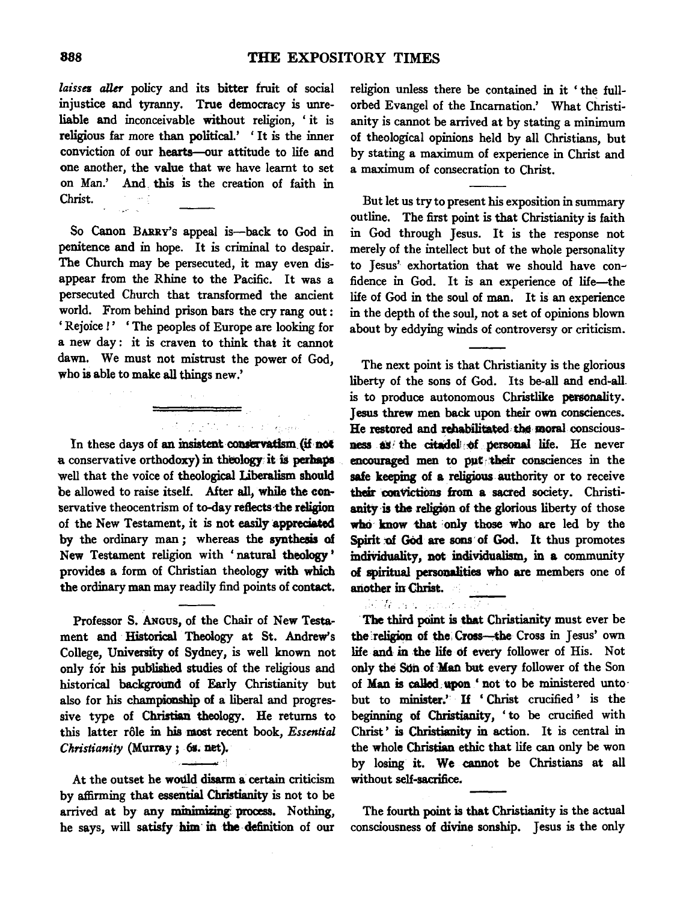*laissez aller* policy and its bitter fruit of social injustice and tyranny. True democracy is unreliable and inconceivable without religion, 'it is religious far more than political.' 'It is the inner conviction of our hearts—our attitude to life and one another, the value that we have learnt to set on Man.' And this is the creation of faith in Christ.

So Canon BARRY's appeal is—back to God in penitence and in hope. It is criminal to despair. The Church may be persecuted, it may even disappear from the Rhine to the Pacific. It was a persecuted Church that transformed the ancient world. From behind prison bars the cry rang out: 'Rejoice!' 'The peoples of Europe are looking for a new day: it is craven to think that it cannot dawn. We must not mistrust the power of God, who is able to make all things new.'

---

In these days of an insistent conservatism (if not a conservative orthodoxy) in theology it is perhaps well that the voice of theological Liberalism should be allowed to raise itself. After all, while the conservative theocentrism of to-day reflects the religion of the New Testament, it is not easily appreciated by the ordinary man; whereas the synthesis of New Testament religion with 'natural theology' provides a form of Christian theology with which the ordinary man may readily find points of contact.

Professor S. ANGUS, of the Chair of New Testament and Historical Theology at St. Andrew's College, University of Sydney, is well known not only for his published studies of the religious and historical background of Early Christianity but also for his championship of a liberal and progressive type of Christian theology. He returns to this latter rôle in his most recent book, *Essential Christianity* (Murray; 6s. net).

At the outset he would disarm a certain criticism by affirming that essential Christianity is not to be arrived at by any minimizing process. Nothing, he says, will satisfy him in the definition of our religion unless there be contained in it 'the full-orbed Evangel of the Incarnation.' What Christianity is cannot be arrived at by stating a minimum of theological opinions held by all Christians, but by stating a maximum of experience in Christ and a maximum of consecration to Christ.

But let us try to present his exposition in summary outline. The first point is that Christianity is faith in God through Jesus. It is the response not merely of the intellect but of the whole personality to Jesus' exhortation that we should have confidence in God. It is an experience of life—the life of God in the soul of man. It is an experience in the depth of the soul, not a set of opinions blown about by eddying winds of controversy or criticism.

The next point is that Christianity is the glorious liberty of the sons of God. Its be-all and end-all is to produce autonomous Christlike personality. Jesus threw men back upon their own consciences. He restored and rehabilitated the moral consciousness as the citadel of personal life. He never encouraged men to put their consciences in the safe keeping of a religious authority or to receive their convictions from a sacred society. Christianity is the religion of the glorious liberty of those who know that only those who are led by the Spirit of God are sons of God. It thus promotes individuality, not individualism, in a community of spiritual personalities who are members one of another in Christ.

The third point is that Christianity must ever be the religion of the Cross—the Cross in Jesus' own life and in the life of every follower of His. Not only the Son of Man but every follower of the Son of Man is called upon 'not to be ministered unto but to minister.' If 'Christ crucified' is the beginning of Christianity, 'to be crucified with Christ' is Christianity in action. It is central in the whole Christian ethic that life can only be won by losing it. We cannot be Christians at all without self-sacrifice.

The fourth point is that Christianity is the actual consciousness of divine sonship. Jesus is the only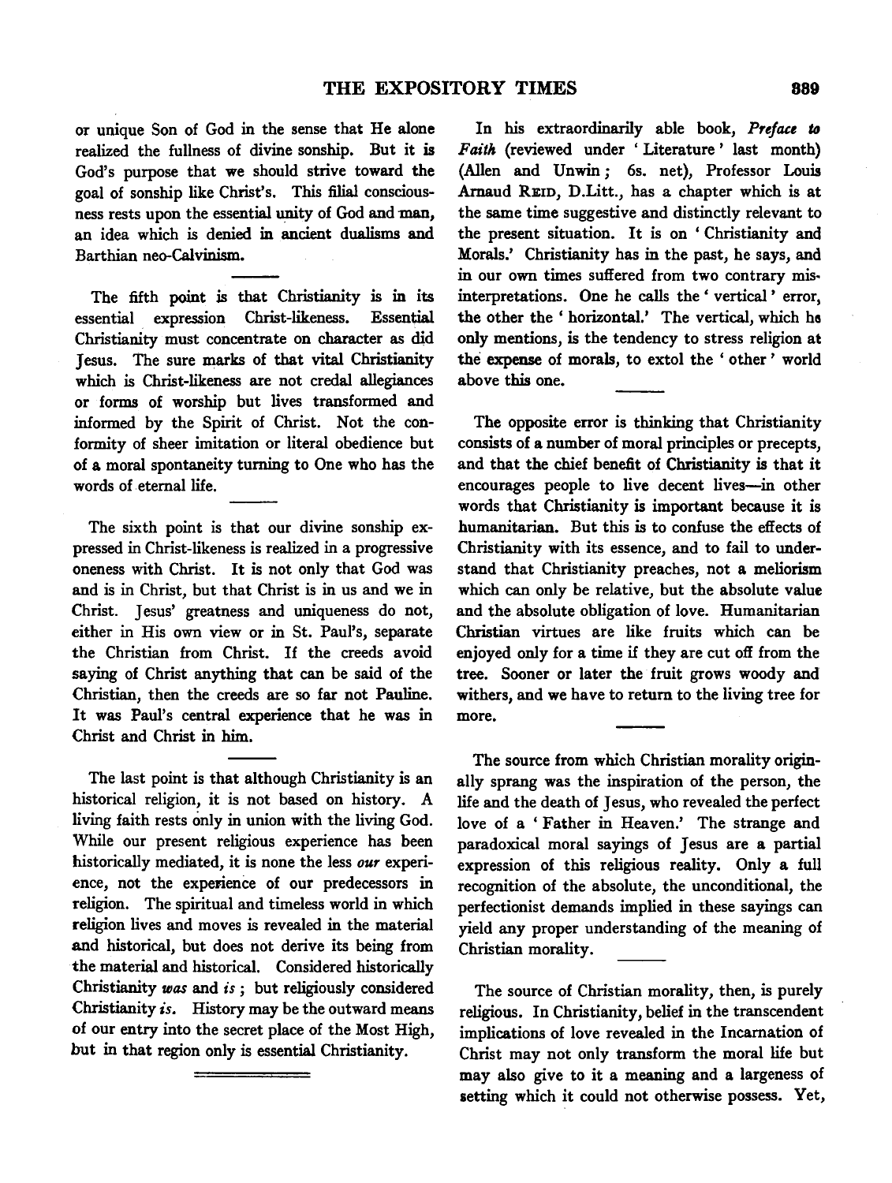or unique Son of God in the sense that He alone realized the fullness of divine sonship. But it is God's purpose that we should strive toward the goal of sonship like Christ's. This filial consciousness rests upon the essential unity of God and man, an idea which is denied in ancient dualisms and Barthian neo-Calvinism.

The fifth point is that Christianity is in its essential expression Christ-likeness. Essential Christianity must concentrate on character as did Jesus. The sure marks of that vital Christianity which is Christ-likeness are not credal allegiances or forms of worship but lives transformed and informed by the Spirit of Christ. Not the conformity of sheer imitation or literal obedience but of a moral spontaneity turning to One who has the words of eternal life.

The sixth point is that our divine sonship expressed in Christ-likeness is realized in a progressive oneness with Christ. It is not only that God was and is in Christ, but that Christ is in us and we in Christ. Jesus' greatness and uniqueness do not, either in His own view or in St. Paul's, separate the Christian from Christ. If the creeds avoid saying of Christ anything that can be said of the Christian, then the creeds are so far not Pauline. It was Paul's central experience that he was in Christ and Christ in him.

The last point is that although Christianity is an historical religion, it is not based on history. A living faith rests only in union with the living God. While our present religious experience has been historically mediated, it is none the less *our* experience, not the experience of our predecessors in religion. The spiritual and timeless world in which religion lives and moves is revealed in the material and historical, but does not derive its being from the material and historical. Considered historically Christianity *was* and *is*; but religiously considered Christianity *is*. History may be the outward means of our entry into the secret place of the Most High, but in that region only is essential Christianity.

In his extraordinarily able book, *Preface to Faith* (reviewed under 'Literature' last month) (Allen and Unwin; 6s. net), Professor Louis Arnaud Reid, D.Litt., has a chapter which is at the same time suggestive and distinctly relevant to the present situation. It is on 'Christianity and Morals.' Christianity has in the past, he says, and in our own times suffered from two contrary misinterpretations. One he calls the 'vertical' error, the other the 'horizontal.' The vertical, which he only mentions, is the tendency to stress religion at the expense of morals, to extol the 'other' world above this one.

The opposite error is thinking that Christianity consists of a number of moral principles or precepts, and that the chief benefit of Christianity is that it encourages people to live decent lives—in other words that Christianity is important because it is humanitarian. But this is to confuse the effects of Christianity with its essence, and to fail to understand that Christianity preaches, not a meliorism which can only be relative, but the absolute value and the absolute obligation of love. Humanitarian Christian virtues are like fruits which can be enjoyed only for a time if they are cut off from the tree. Sooner or later the fruit grows woody and withers, and we have to return to the living tree for more.

The source from which Christian morality originally sprang was the inspiration of the person, the life and the death of Jesus, who revealed the perfect love of a 'Father in Heaven.' The strange and paradoxical moral sayings of Jesus are a partial expression of this religious reality. Only a full recognition of the absolute, the unconditional, the perfectionist demands implied in these sayings can yield any proper understanding of the meaning of Christian morality.

The source of Christian morality, then, is purely religious. In Christianity, belief in the transcendent implications of love revealed in the Incarnation of Christ may not only transform the moral life but may also give to it a meaning and a largeness of setting which it could not otherwise possess. Yet,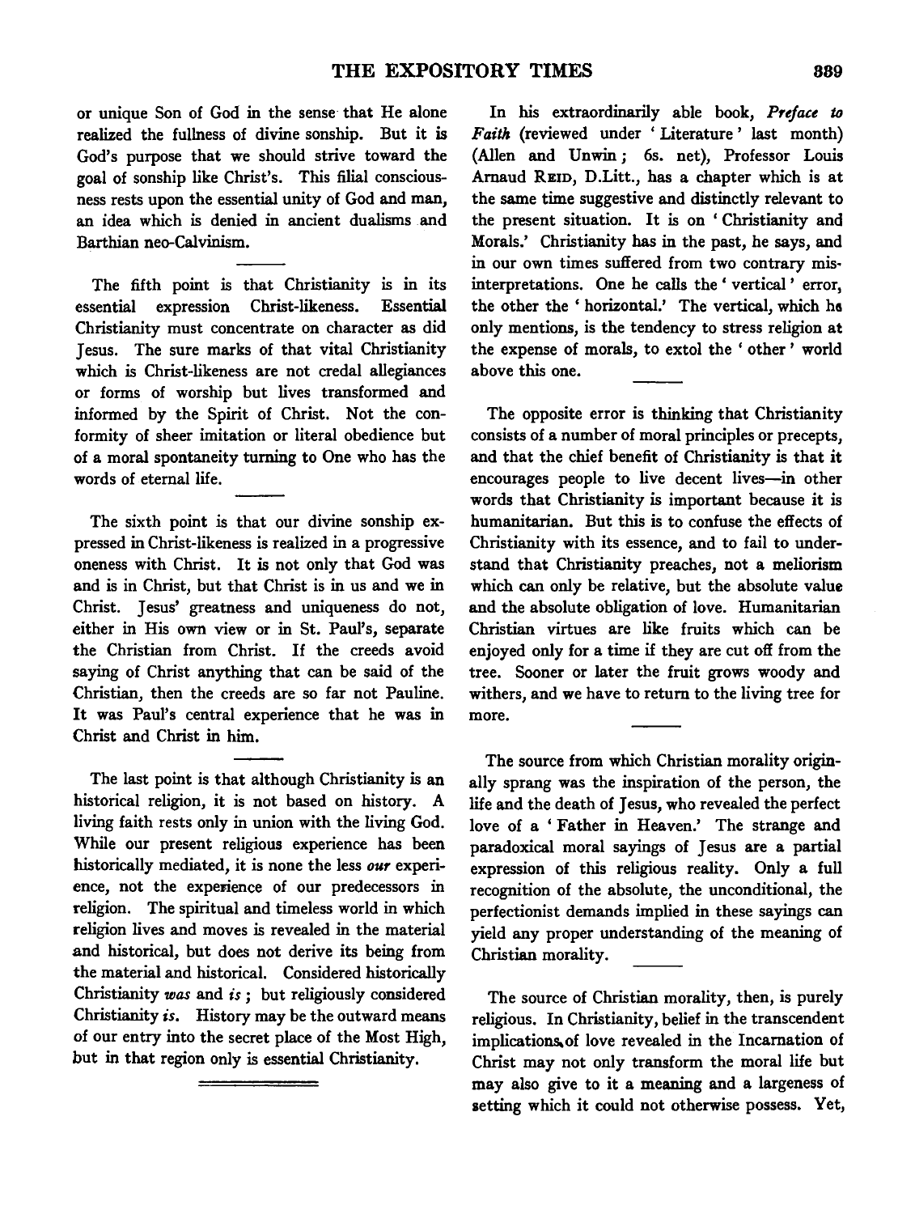or unique Son of God in the sense that He alone realized the fullness of divine sonship. But it is God's purpose that we should strive toward the goal of sonship like Christ's. This filial consciousness rests upon the essential unity of God and man, an idea which is denied in ancient dualisms and Barthian neo-Calvinism.

The fifth point is that Christianity is in its essential expression Christ-likeness. Essential Christianity must concentrate on character as did Jesus. The sure marks of that vital Christianity which is Christ-likeness are not credal allegiances or forms of worship but lives transformed and informed by the Spirit of Christ. Not the conformity of sheer imitation or literal obedience but of a moral spontaneity turning to One who has the words of eternal life.

The sixth point is that our divine sonship expressed in Christ-likeness is realized in a progressive oneness with Christ. It is not only that God was and is in Christ, but that Christ is in us and we in Christ. Jesus' greatness and uniqueness do not, either in His own view or in St. Paul's, separate the Christian from Christ. If the creeds avoid saying of Christ anything that can be said of the Christian, then the creeds are so far not Pauline. It was Paul's central experience that he was in Christ and Christ in him.

The last point is that although Christianity is an historical religion, it is not based on history. A living faith rests only in union with the living God. While our present religious experience has been historically mediated, it is none the less *our* experience, not the experience of our predecessors in religion. The spiritual and timeless world in which religion lives and moves is revealed in the material and historical, but does not derive its being from the material and historical. Considered historically Christianity *was* and *is*; but religiously considered Christianity *is*. History may be the outward means of our entry into the secret place of the Most High, but in that region only is essential Christianity.

---

In his extraordinarily able book, *Preface to Faith* (reviewed under 'Literature' last month) (Allen and Unwin; 6s. net), Professor Louis Arnaud Reid, D.Litt., has a chapter which is at the same time suggestive and distinctly relevant to the present situation. It is on 'Christianity and Morals.' Christianity has in the past, he says, and in our own times suffered from two contrary misinterpretations. One he calls the 'vertical' error, the other the 'horizontal.' The vertical, which he only mentions, is the tendency to stress religion at the expense of morals, to extol the 'other' world above this one.

The opposite error is thinking that Christianity consists of a number of moral principles or precepts, and that the chief benefit of Christianity is that it encourages people to live decent lives—in other words that Christianity is important because it is humanitarian. But this is to confuse the effects of Christianity with its essence, and to fail to understand that Christianity preaches, not a meliorism which can only be relative, but the absolute value and the absolute obligation of love. Humanitarian Christian virtues are like fruits which can be enjoyed only for a time if they are cut off from the tree. Sooner or later the fruit grows woody and withers, and we have to return to the living tree for more.

The source from which Christian morality originally sprang was the inspiration of the person, the life and the death of Jesus, who revealed the perfect love of a 'Father in Heaven.' The strange and paradoxical moral sayings of Jesus are a partial expression of this religious reality. Only a full recognition of the absolute, the unconditional, the perfectionist demands implied in these sayings can yield any proper understanding of the meaning of Christian morality.

The source of Christian morality, then, is purely religious. In Christianity, belief in the transcendent implications of love revealed in the Incarnation of Christ may not only transform the moral life but may also give to it a meaning and a largeness of setting which it could not otherwise possess. Yet,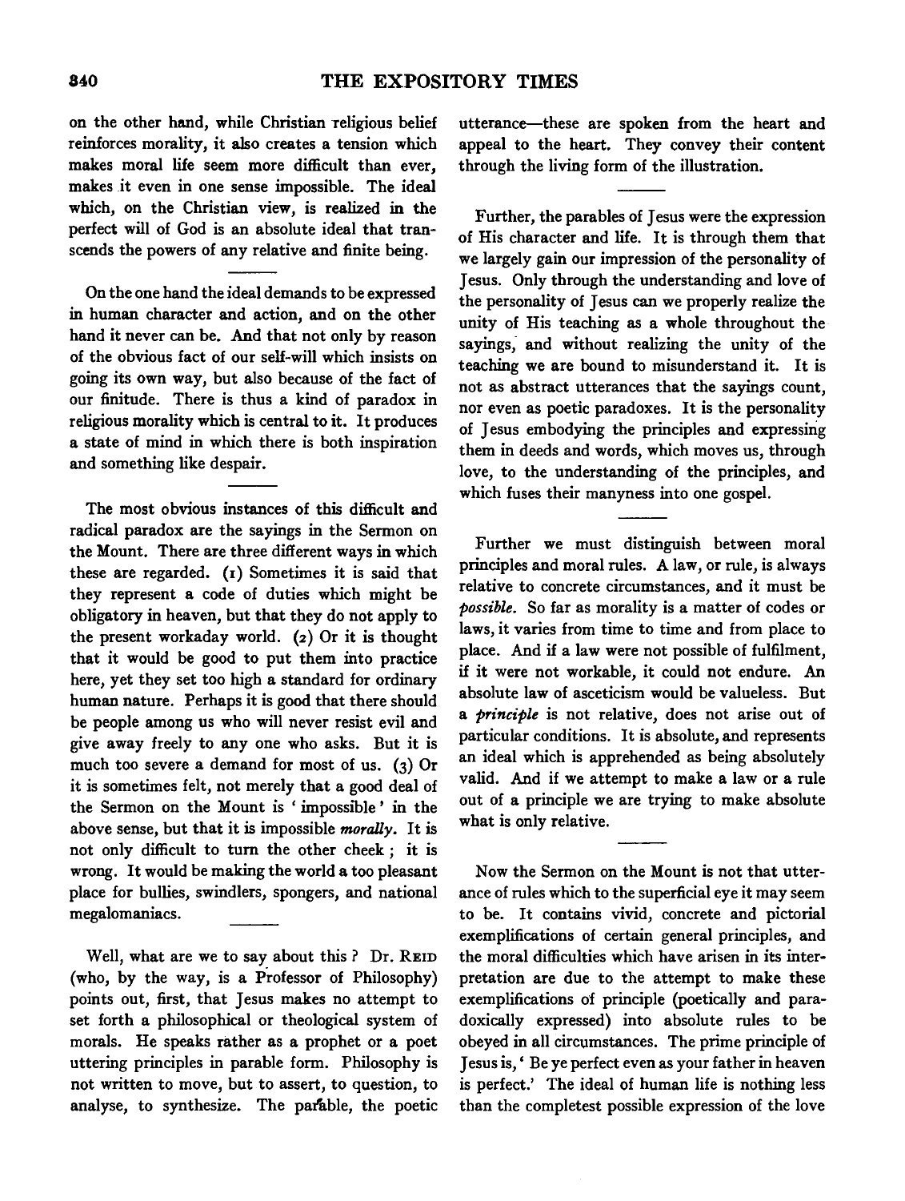on the other hand, while Christian religious belief reinforces morality, it also creates a tension which makes moral life seem more difficult than ever, makes it even in one sense impossible. The ideal which, on the Christian view, is realized in the perfect will of God is an absolute ideal that transcends the powers of any relative and finite being.

On the one hand the ideal demands to be expressed in human character and action, and on the other hand it never can be. And that not only by reason of the obvious fact of our self-will which insists on going its own way, but also because of the fact of our finitude. There is thus a kind of paradox in religious morality which is central to it. It produces a state of mind in which there is both inspiration and something like despair.

The most obvious instances of this difficult and radical paradox are the sayings in the Sermon on the Mount. There are three different ways in which these are regarded. (1) Sometimes it is said that they represent a code of duties which might be obligatory in heaven, but that they do not apply to the present workaday world. (2) Or it is thought that it would be good to put them into practice here, yet they set too high a standard for ordinary human nature. Perhaps it is good that there should be people among us who will never resist evil and give away freely to any one who asks. But it is much too severe a demand for most of us. (3) Or it is sometimes felt, not merely that a good deal of the Sermon on the Mount is 'impossible' in the above sense, but that it is impossible *morally*. It is not only difficult to turn the other cheek; it is wrong. It would be making the world a too pleasant place for bullies, swindlers, spongers, and national megalomaniacs.

Well, what are we to say about this? Dr. REID (who, by the way, is a Professor of Philosophy) points out, first, that Jesus makes no attempt to set forth a philosophical or theological system of morals. He speaks rather as a prophet or a poet uttering principles in parable form. Philosophy is not written to move, but to assert, to question, to analyse, to synthesize. The parable, the poetic utterance—these are spoken from the heart and appeal to the heart. They convey their content through the living form of the illustration.

Further, the parables of Jesus were the expression of His character and life. It is through them that we largely gain our impression of the personality of Jesus. Only through the understanding and love of the personality of Jesus can we properly realize the unity of His teaching as a whole throughout the sayings, and without realizing the unity of the teaching we are bound to misunderstand it. It is not as abstract utterances that the sayings count, nor even as poetic paradoxes. It is the personality of Jesus embodying the principles and expressing them in deeds and words, which moves us, through love, to the understanding of the principles, and which fuses their manyness into one gospel.

Further we must distinguish between moral principles and moral rules. A law, or rule, is always relative to concrete circumstances, and it must be *possible*. So far as morality is a matter of codes or laws, it varies from time to time and from place to place. And if a law were not possible of fulfilment, if it were not workable, it could not endure. An absolute law of asceticism would be valueless. But a *principle* is not relative, does not arise out of particular conditions. It is absolute, and represents an ideal which is apprehended as being absolutely valid. And if we attempt to make a law or a rule out of a principle we are trying to make absolute what is only relative.

Now the Sermon on the Mount is not that utterance of rules which to the superficial eye it may seem to be. It contains vivid, concrete and pictorial exemplifications of certain general principles, and the moral difficulties which have arisen in its interpretation are due to the attempt to make these exemplifications of principle (poetically and paradoxically expressed) into absolute rules to be obeyed in all circumstances. The prime principle of Jesus is, 'Be ye perfect even as your father in heaven is perfect.' The ideal of human life is nothing less than the completest possible expression of the love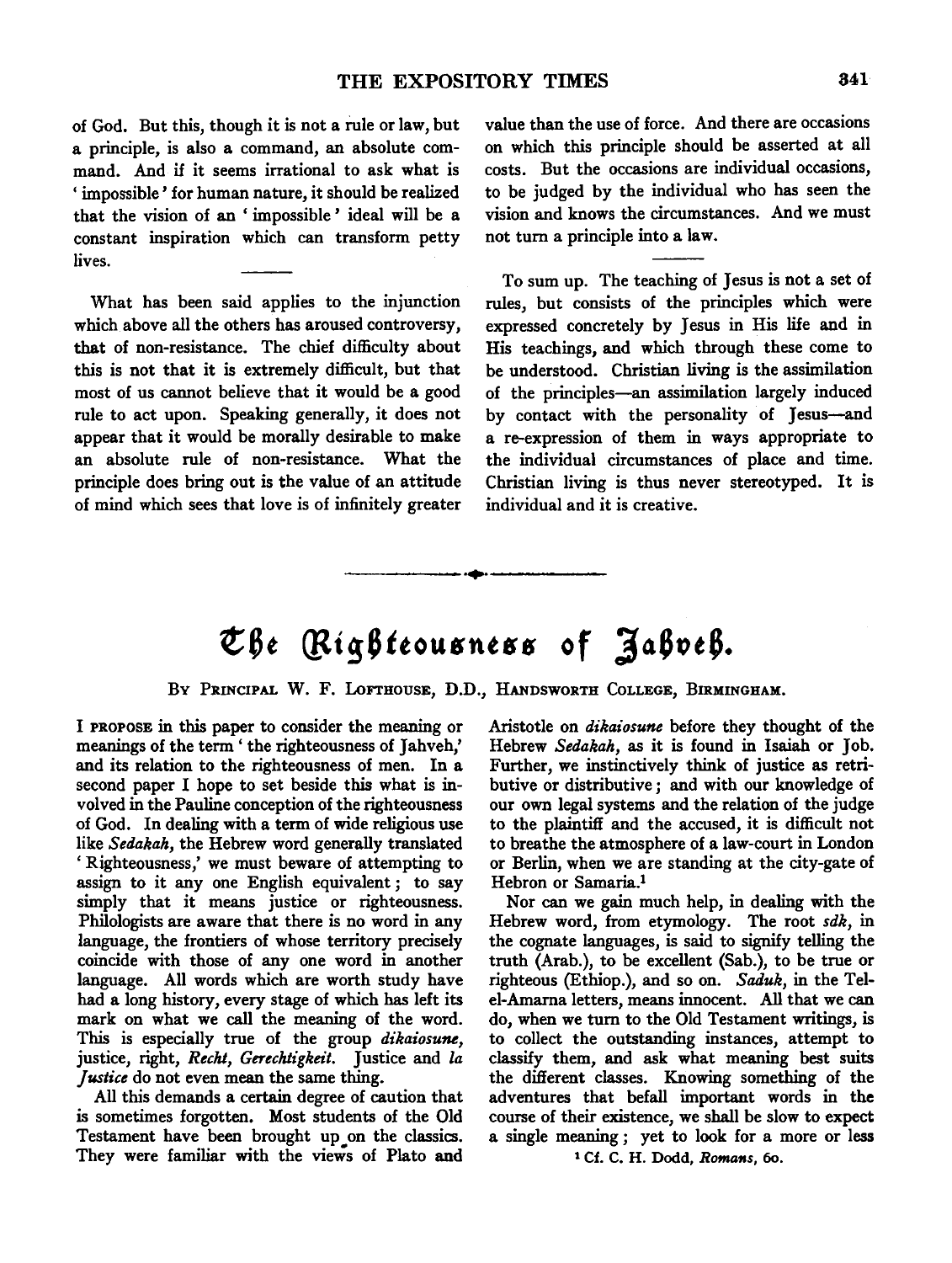of God. But this, though it is not a rule or law, but a principle, is also a command, an absolute command. And if it seems irrational to ask what is 'impossible' for human nature, it should be realized that the vision of an 'impossible' ideal will be a constant inspiration which can transform petty lives.

What has been said applies to the injunction which above all the others has aroused controversy, that of non-resistance. The chief difficulty about this is not that it is extremely difficult, but that most of us cannot believe that it would be a good rule to act upon. Speaking generally, it does not appear that it would be morally desirable to make an absolute rule of non-resistance. What the principle does bring out is the value of an attitude of mind which sees that love is of infinitely greater value than the use of force. And there are occasions on which this principle should be asserted at all costs. But the occasions are individual occasions, to be judged by the individual who has seen the vision and knows the circumstances. And we must not turn a principle into a law.

To sum up. The teaching of Jesus is not a set of rules, but consists of the principles which were expressed concretely by Jesus in His life and in His teachings, and which through these come to be understood. Christian living is the assimilation of the principles—an assimilation largely induced by contact with the personality of Jesus—and a re-expression of them in ways appropriate to the individual circumstances of place and time. Christian living is thus never stereotyped. It is individual and it is creative.

# The Righteousness of Jahveh.

By Principal W. F. Lofthouse, D.D., Handsworth College, Birmingham.

I propose in this paper to consider the meaning or meanings of the term 'the righteousness of Jahveh,' and its relation to the righteousness of men. In a second paper I hope to set beside this what is involved in the Pauline conception of the righteousness of God. In dealing with a term of wide religious use like *Sedakah*, the Hebrew word generally translated 'Righteousness,' we must beware of attempting to assign to it any one English equivalent; to say simply that it means justice or righteousness. Philologists are aware that there is no word in any language, the frontiers of whose territory precisely coincide with those of any one word in another language. All words which are worth study have had a long history, every stage of which has left its mark on what we call the meaning of the word. This is especially true of the group *dikaiosune*, justice, right, *Recht*, *Gerechtigkeit*. Justice and *la Justice* do not even mean the same thing.

All this demands a certain degree of caution that is sometimes forgotten. Most students of the Old Testament have been brought up on the classics. They were familiar with the views of Plato and Aristotle on *dikaiosune* before they thought of the Hebrew *Sedakah*, as it is found in Isaiah or Job. Further, we instinctively think of justice as retributive or distributive; and with our knowledge of our own legal systems and the relation of the judge to the plaintiff and the accused, it is difficult not to breathe the atmosphere of a law-court in London or Berlin, when we are standing at the city-gate of Hebron or Samaria.[1]

Nor can we gain much help, in dealing with the Hebrew word, from etymology. The root *sdk*, in the cognate languages, is said to signify telling the truth (Arab.), to be excellent (Sab.), to be true or righteous (Ethiop.), and so on. *Saduk*, in the Tel-el-Amarna letters, means innocent. All that we can do, when we turn to the Old Testament writings, is to collect the outstanding instances, attempt to classify them, and ask what meaning best suits the different classes. Knowing something of the adventures that befall important words in the course of their existence, we shall be slow to expect a single meaning; yet to look for a more or less

[1] Cf. C. H. Dodd, *Romans*, 60.